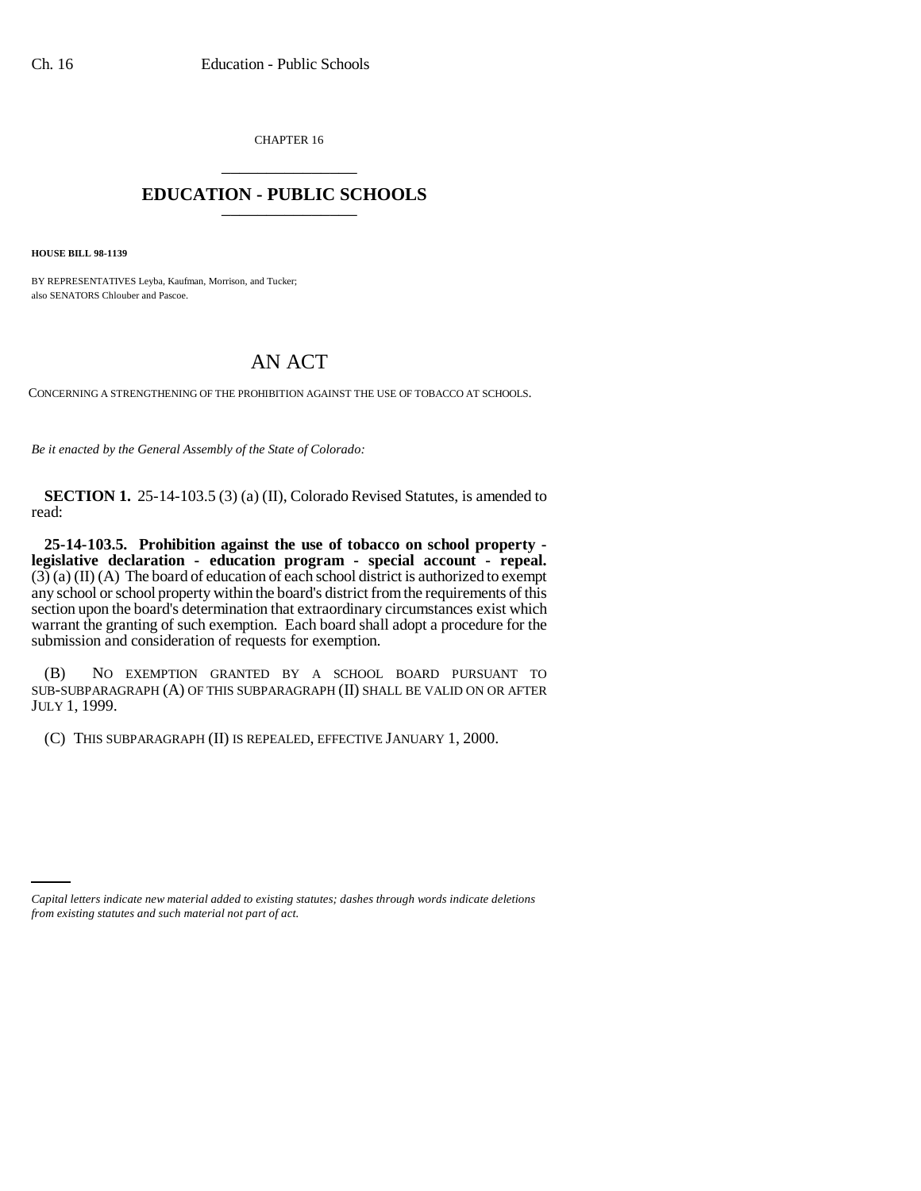CHAPTER 16

## EDUCATION - PUBLIC SCHOOLS

**HOUSE BILL 98-1139**

BY REPRESENTATIVES Leyba, Kaufman, Morrison, and Tucker;
also SENATORS Chlouber and Pascoe.

# AN ACT

CONCERNING A STRENGTHENING OF THE PROHIBITION AGAINST THE USE OF TOBACCO AT SCHOOLS.

*Be it enacted by the General Assembly of the State of Colorado:*

**SECTION 1.** 25-14-103.5 (3) (a) (II), Colorado Revised Statutes, is amended to read:

**25-14-103.5. Prohibition against the use of tobacco on school property - legislative declaration - education program - special account - repeal.** (3) (a) (II) (A) The board of education of each school district is authorized to exempt any school or school property within the board's district from the requirements of this section upon the board's determination that extraordinary circumstances exist which warrant the granting of such exemption. Each board shall adopt a procedure for the submission and consideration of requests for exemption.

(B) NO EXEMPTION GRANTED BY A SCHOOL BOARD PURSUANT TO SUB-SUBPARAGRAPH (A) OF THIS SUBPARAGRAPH (II) SHALL BE VALID ON OR AFTER JULY 1, 1999.

(C) THIS SUBPARAGRAPH (II) IS REPEALED, EFFECTIVE JANUARY 1, 2000.

*Capital letters indicate new material added to existing statutes; dashes through words indicate deletions from existing statutes and such material not part of act.*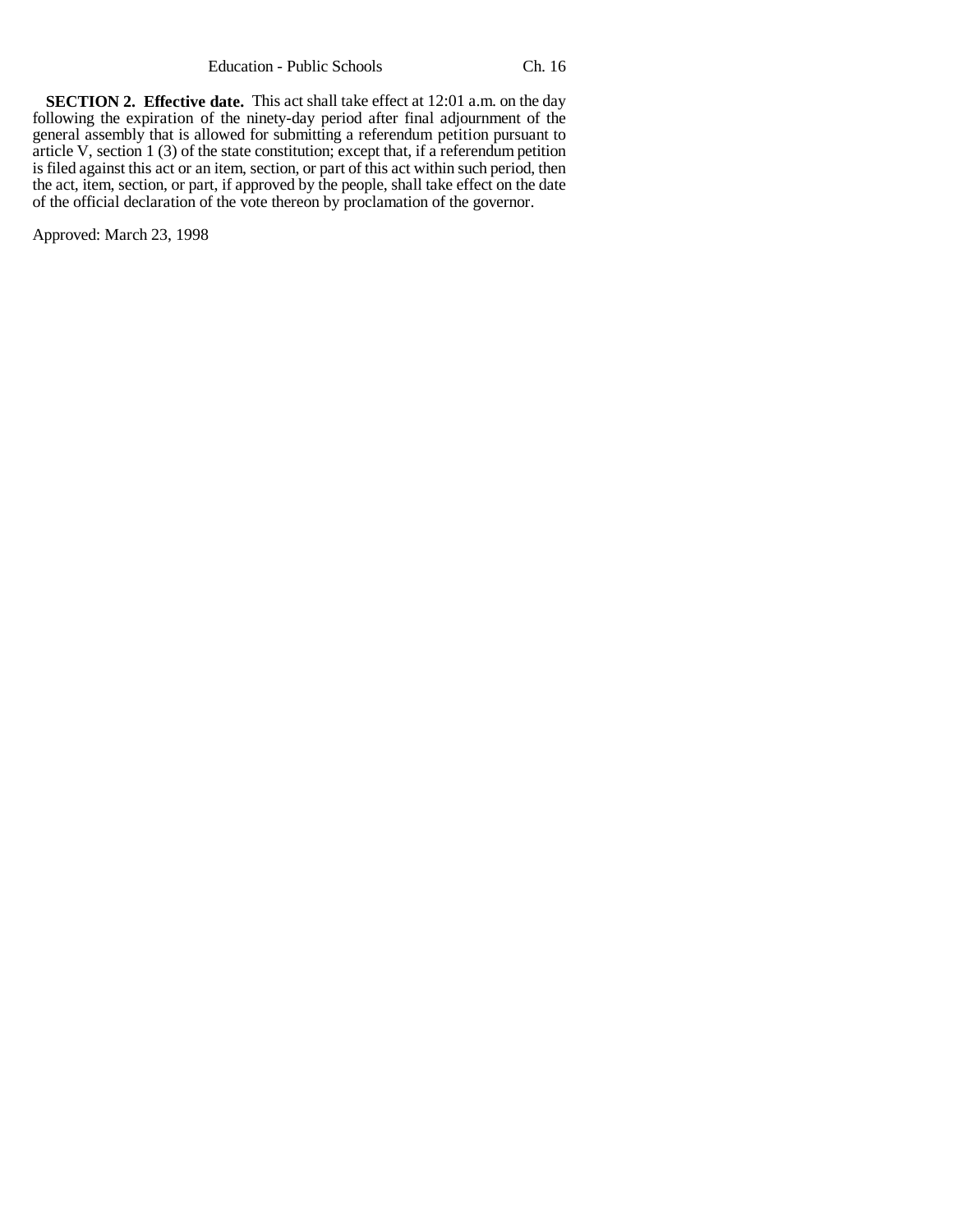**SECTION 2. Effective date.** This act shall take effect at 12:01 a.m. on the day following the expiration of the ninety-day period after final adjournment of the general assembly that is allowed for submitting a referendum petition pursuant to article V, section 1 (3) of the state constitution; except that, if a referendum petition is filed against this act or an item, section, or part of this act within such period, then the act, item, section, or part, if approved by the people, shall take effect on the date of the official declaration of the vote thereon by proclamation of the governor.

Approved: March 23, 1998